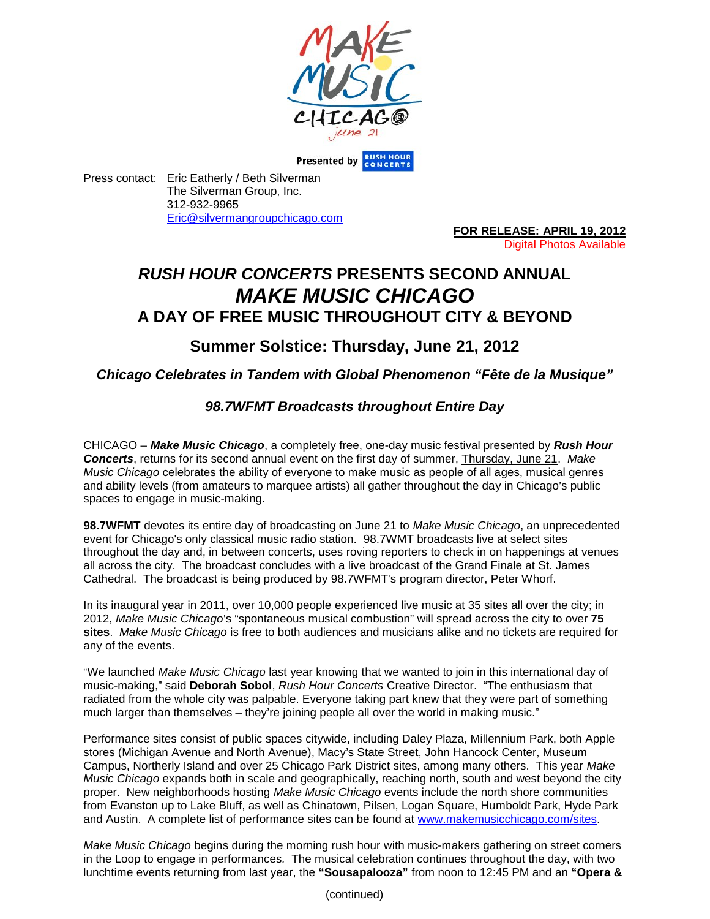MAKE MUSIC CHICAGO june 21

Presented by RUSH HOUR CONCERTS

Press contact: Eric Eatherly / Beth Silverman
The Silverman Group, Inc.
312-932-9965
Eric@silvermangroupchicago.com

**FOR RELEASE: APRIL 19, 2012**
Digital Photos Available

# *RUSH HOUR CONCERTS* PRESENTS SECOND ANNUAL *MAKE MUSIC CHICAGO* A DAY OF FREE MUSIC THROUGHOUT CITY & BEYOND

## Summer Solstice: Thursday, June 21, 2012

### *Chicago Celebrates in Tandem with Global Phenomenon "Fête de la Musique"*

### *98.7WFMT Broadcasts throughout Entire Day*

CHICAGO – ***Make Music Chicago***, a completely free, one-day music festival presented by ***Rush Hour Concerts***, returns for its second annual event on the first day of summer, Thursday, June 21. *Make Music Chicago* celebrates the ability of everyone to make music as people of all ages, musical genres and ability levels (from amateurs to marquee artists) all gather throughout the day in Chicago's public spaces to engage in music-making.

**98.7WFMT** devotes its entire day of broadcasting on June 21 to *Make Music Chicago*, an unprecedented event for Chicago's only classical music radio station. 98.7WMT broadcasts live at select sites throughout the day and, in between concerts, uses roving reporters to check in on happenings at venues all across the city. The broadcast concludes with a live broadcast of the Grand Finale at St. James Cathedral. The broadcast is being produced by 98.7WFMT's program director, Peter Whorf.

In its inaugural year in 2011, over 10,000 people experienced live music at 35 sites all over the city; in 2012, *Make Music Chicago*'s "spontaneous musical combustion" will spread across the city to over **75 sites**. *Make Music Chicago* is free to both audiences and musicians alike and no tickets are required for any of the events.

"We launched *Make Music Chicago* last year knowing that we wanted to join in this international day of music-making," said **Deborah Sobol**, *Rush Hour Concerts* Creative Director. "The enthusiasm that radiated from the whole city was palpable. Everyone taking part knew that they were part of something much larger than themselves – they're joining people all over the world in making music."

Performance sites consist of public spaces citywide, including Daley Plaza, Millennium Park, both Apple stores (Michigan Avenue and North Avenue), Macy's State Street, John Hancock Center, Museum Campus, Northerly Island and over 25 Chicago Park District sites, among many others. This year *Make Music Chicago* expands both in scale and geographically, reaching north, south and west beyond the city proper. New neighborhoods hosting *Make Music Chicago* events include the north shore communities from Evanston up to Lake Bluff, as well as Chinatown, Pilsen, Logan Square, Humboldt Park, Hyde Park and Austin. A complete list of performance sites can be found at www.makemusicchicago.com/sites.

*Make Music Chicago* begins during the morning rush hour with music-makers gathering on street corners in the Loop to engage in performances. The musical celebration continues throughout the day, with two lunchtime events returning from last year, the **"Sousapalooza"** from noon to 12:45 PM and an **"Opera &**

(continued)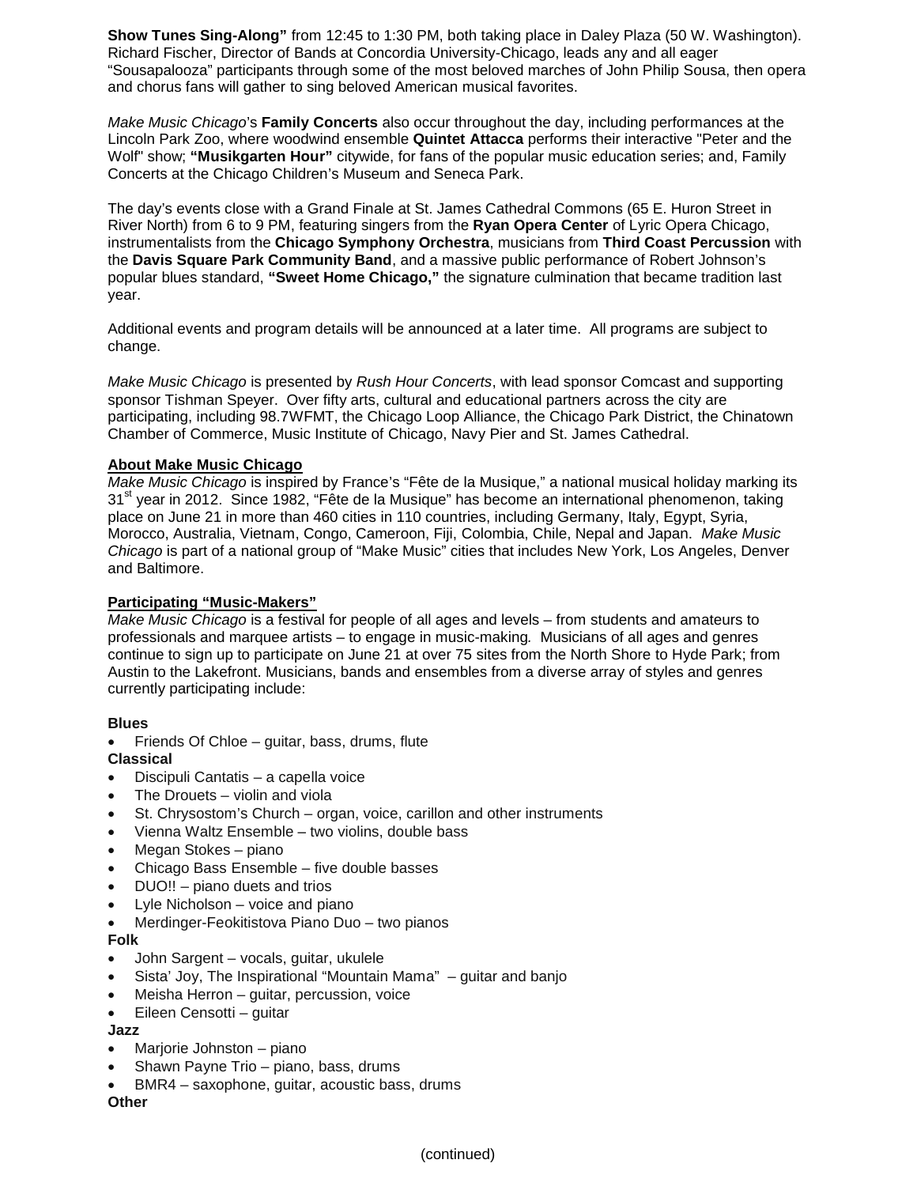**Show Tunes Sing-Along"** from 12:45 to 1:30 PM, both taking place in Daley Plaza (50 W. Washington). Richard Fischer, Director of Bands at Concordia University-Chicago, leads any and all eager "Sousapalooza" participants through some of the most beloved marches of John Philip Sousa, then opera and chorus fans will gather to sing beloved American musical favorites.

*Make Music Chicago*'s **Family Concerts** also occur throughout the day, including performances at the Lincoln Park Zoo, where woodwind ensemble **Quintet Attacca** performs their interactive "Peter and the Wolf" show; **"Musikgarten Hour"** citywide, for fans of the popular music education series; and, Family Concerts at the Chicago Children's Museum and Seneca Park.

The day's events close with a Grand Finale at St. James Cathedral Commons (65 E. Huron Street in River North) from 6 to 9 PM, featuring singers from the **Ryan Opera Center** of Lyric Opera Chicago, instrumentalists from the **Chicago Symphony Orchestra**, musicians from **Third Coast Percussion** with the **Davis Square Park Community Band**, and a massive public performance of Robert Johnson's popular blues standard, **"Sweet Home Chicago,"** the signature culmination that became tradition last year.

Additional events and program details will be announced at a later time. All programs are subject to change.

*Make Music Chicago* is presented by *Rush Hour Concerts*, with lead sponsor Comcast and supporting sponsor Tishman Speyer. Over fifty arts, cultural and educational partners across the city are participating, including 98.7WFMT, the Chicago Loop Alliance, the Chicago Park District, the Chinatown Chamber of Commerce, Music Institute of Chicago, Navy Pier and St. James Cathedral.

**About Make Music Chicago**

*Make Music Chicago* is inspired by France's "Fête de la Musique," a national musical holiday marking its 31st year in 2012. Since 1982, "Fête de la Musique" has become an international phenomenon, taking place on June 21 in more than 460 cities in 110 countries, including Germany, Italy, Egypt, Syria, Morocco, Australia, Vietnam, Congo, Cameroon, Fiji, Colombia, Chile, Nepal and Japan. *Make Music Chicago* is part of a national group of "Make Music" cities that includes New York, Los Angeles, Denver and Baltimore.

**Participating "Music-Makers"**

*Make Music Chicago* is a festival for people of all ages and levels – from students and amateurs to professionals and marquee artists – to engage in music-making. Musicians of all ages and genres continue to sign up to participate on June 21 at over 75 sites from the North Shore to Hyde Park; from Austin to the Lakefront. Musicians, bands and ensembles from a diverse array of styles and genres currently participating include:

**Blues**

- Friends Of Chloe – guitar, bass, drums, flute

**Classical**

- Discipuli Cantatis – a capella voice
- The Drouets – violin and viola
- St. Chrysostom's Church – organ, voice, carillon and other instruments
- Vienna Waltz Ensemble – two violins, double bass
- Megan Stokes – piano
- Chicago Bass Ensemble – five double basses
- DUO!! – piano duets and trios
- Lyle Nicholson – voice and piano
- Merdinger-Feokitistova Piano Duo – two pianos

**Folk**

- John Sargent – vocals, guitar, ukulele
- Sista' Joy, The Inspirational "Mountain Mama" – guitar and banjo
- Meisha Herron – guitar, percussion, voice
- Eileen Censotti – guitar

**Jazz**

- Marjorie Johnston – piano
- Shawn Payne Trio – piano, bass, drums
- BMR4 – saxophone, guitar, acoustic bass, drums

**Other**

(continued)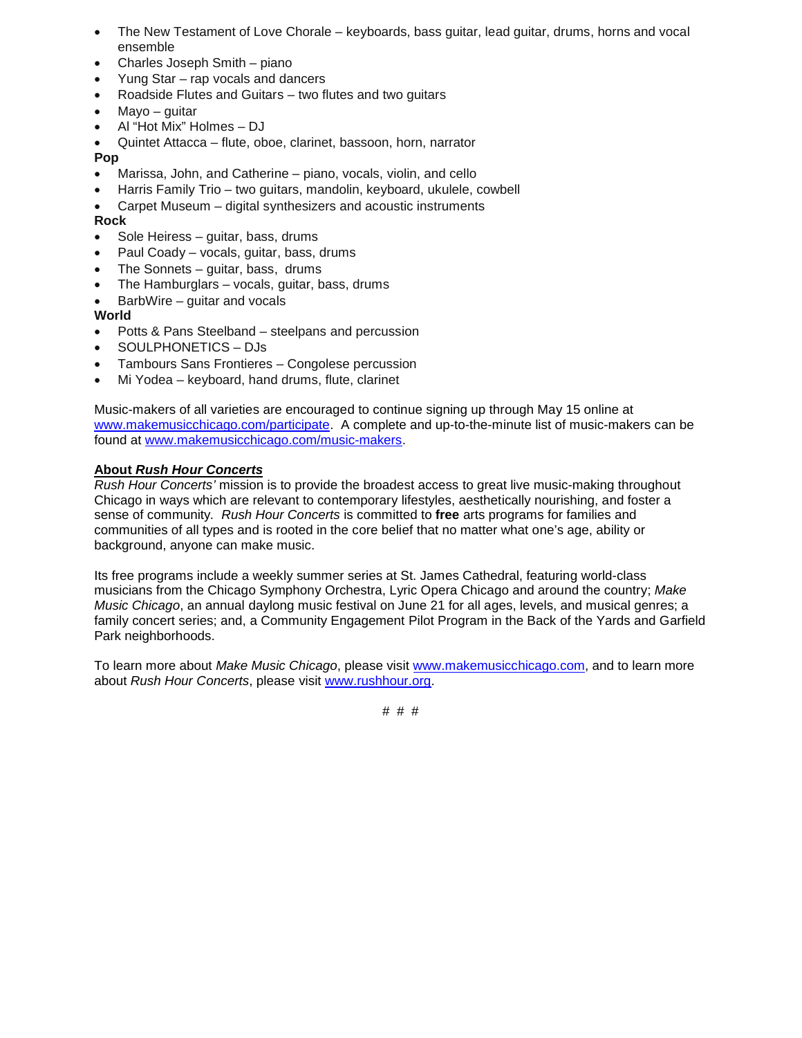- The New Testament of Love Chorale – keyboards, bass guitar, lead guitar, drums, horns and vocal ensemble
- Charles Joseph Smith – piano
- Yung Star – rap vocals and dancers
- Roadside Flutes and Guitars – two flutes and two guitars
- Mayo – guitar
- Al "Hot Mix" Holmes – DJ
- Quintet Attacca – flute, oboe, clarinet, bassoon, horn, narrator

**Pop**

- Marissa, John, and Catherine – piano, vocals, violin, and cello
- Harris Family Trio – two guitars, mandolin, keyboard, ukulele, cowbell
- Carpet Museum – digital synthesizers and acoustic instruments

**Rock**

- Sole Heiress – guitar, bass, drums
- Paul Coady – vocals, guitar, bass, drums
- The Sonnets – guitar, bass, drums
- The Hamburglars – vocals, guitar, bass, drums
- BarbWire – guitar and vocals

**World**

- Potts & Pans Steelband – steelpans and percussion
- SOULPHONETICS – DJs
- Tambours Sans Frontieres – Congolese percussion
- Mi Yodea – keyboard, hand drums, flute, clarinet

Music-makers of all varieties are encouraged to continue signing up through May 15 online at www.makemusicchicago.com/participate. A complete and up-to-the-minute list of music-makers can be found at www.makemusicchicago.com/music-makers.

**About *Rush Hour Concerts***

*Rush Hour Concerts'* mission is to provide the broadest access to great live music-making throughout Chicago in ways which are relevant to contemporary lifestyles, aesthetically nourishing, and foster a sense of community. *Rush Hour Concerts* is committed to **free** arts programs for families and communities of all types and is rooted in the core belief that no matter what one's age, ability or background, anyone can make music.

Its free programs include a weekly summer series at St. James Cathedral, featuring world-class musicians from the Chicago Symphony Orchestra, Lyric Opera Chicago and around the country; *Make Music Chicago*, an annual daylong music festival on June 21 for all ages, levels, and musical genres; a family concert series; and, a Community Engagement Pilot Program in the Back of the Yards and Garfield Park neighborhoods.

To learn more about *Make Music Chicago*, please visit www.makemusicchicago.com, and to learn more about *Rush Hour Concerts*, please visit www.rushhour.org.

# # #